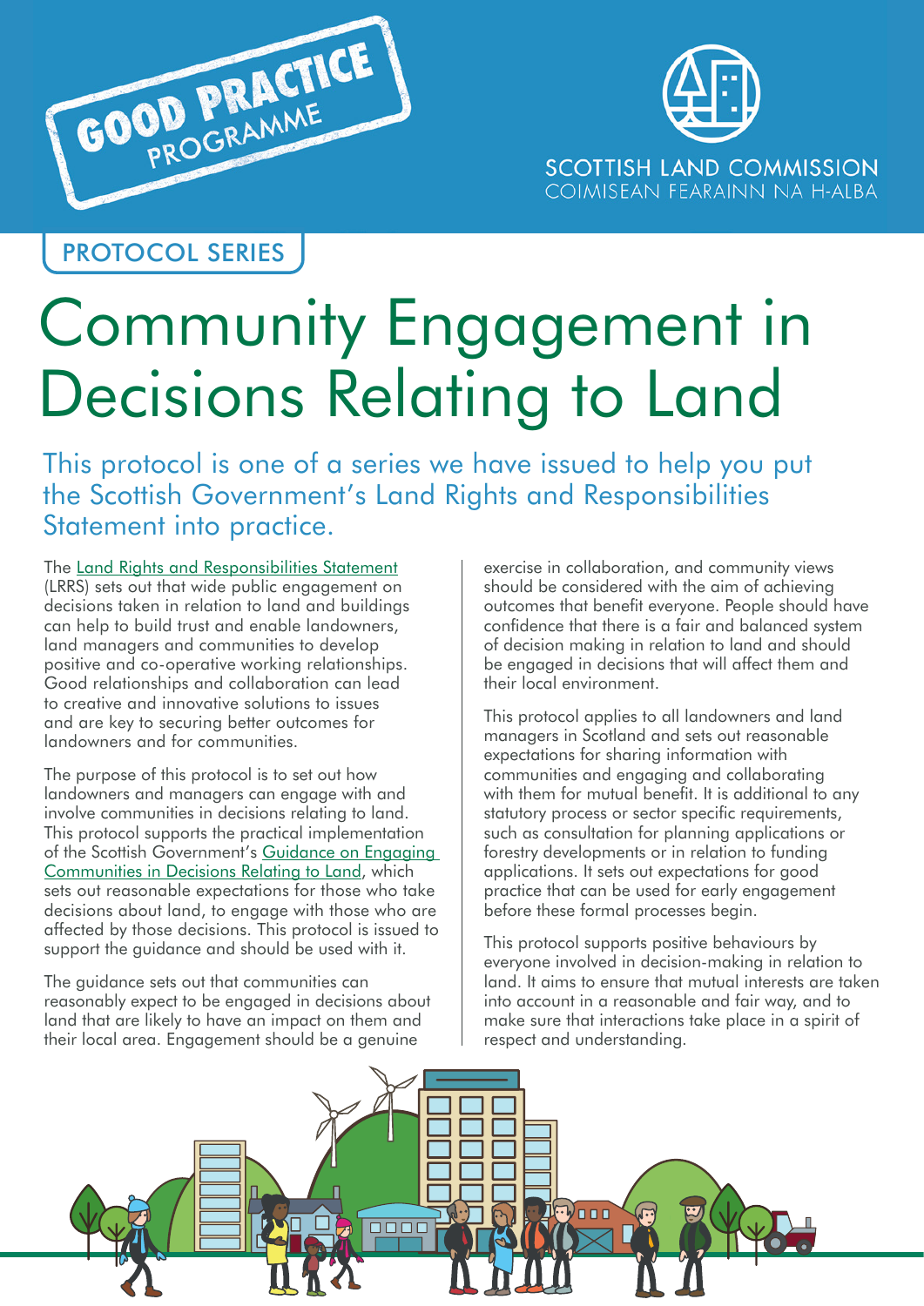GOOD PRACTICE PROGRAMME

SCOTTISH LAND COMMISSION
COIMISEAN FEARAINN NA H-ALBA

PROTOCOL SERIES

# Community Engagement in Decisions Relating to Land

## This protocol is one of a series we have issued to help you put the Scottish Government's Land Rights and Responsibilities Statement into practice.

The Land Rights and Responsibilities Statement (LRRS) sets out that wide public engagement on decisions taken in relation to land and buildings can help to build trust and enable landowners, land managers and communities to develop positive and co-operative working relationships. Good relationships and collaboration can lead to creative and innovative solutions to issues and are key to securing better outcomes for landowners and for communities.

The purpose of this protocol is to set out how landowners and managers can engage with and involve communities in decisions relating to land. This protocol supports the practical implementation of the Scottish Government's Guidance on Engaging Communities in Decisions Relating to Land, which sets out reasonable expectations for those who take decisions about land, to engage with those who are affected by those decisions. This protocol is issued to support the guidance and should be used with it.

The guidance sets out that communities can reasonably expect to be engaged in decisions about land that are likely to have an impact on them and their local area. Engagement should be a genuine exercise in collaboration, and community views should be considered with the aim of achieving outcomes that benefit everyone. People should have confidence that there is a fair and balanced system of decision making in relation to land and should be engaged in decisions that will affect them and their local environment.

This protocol applies to all landowners and land managers in Scotland and sets out reasonable expectations for sharing information with communities and engaging and collaborating with them for mutual benefit. It is additional to any statutory process or sector specific requirements, such as consultation for planning applications or forestry developments or in relation to funding applications. It sets out expectations for good practice that can be used for early engagement before these formal processes begin.

This protocol supports positive behaviours by everyone involved in decision-making in relation to land. It aims to ensure that mutual interests are taken into account in a reasonable and fair way, and to make sure that interactions take place in a spirit of respect and understanding.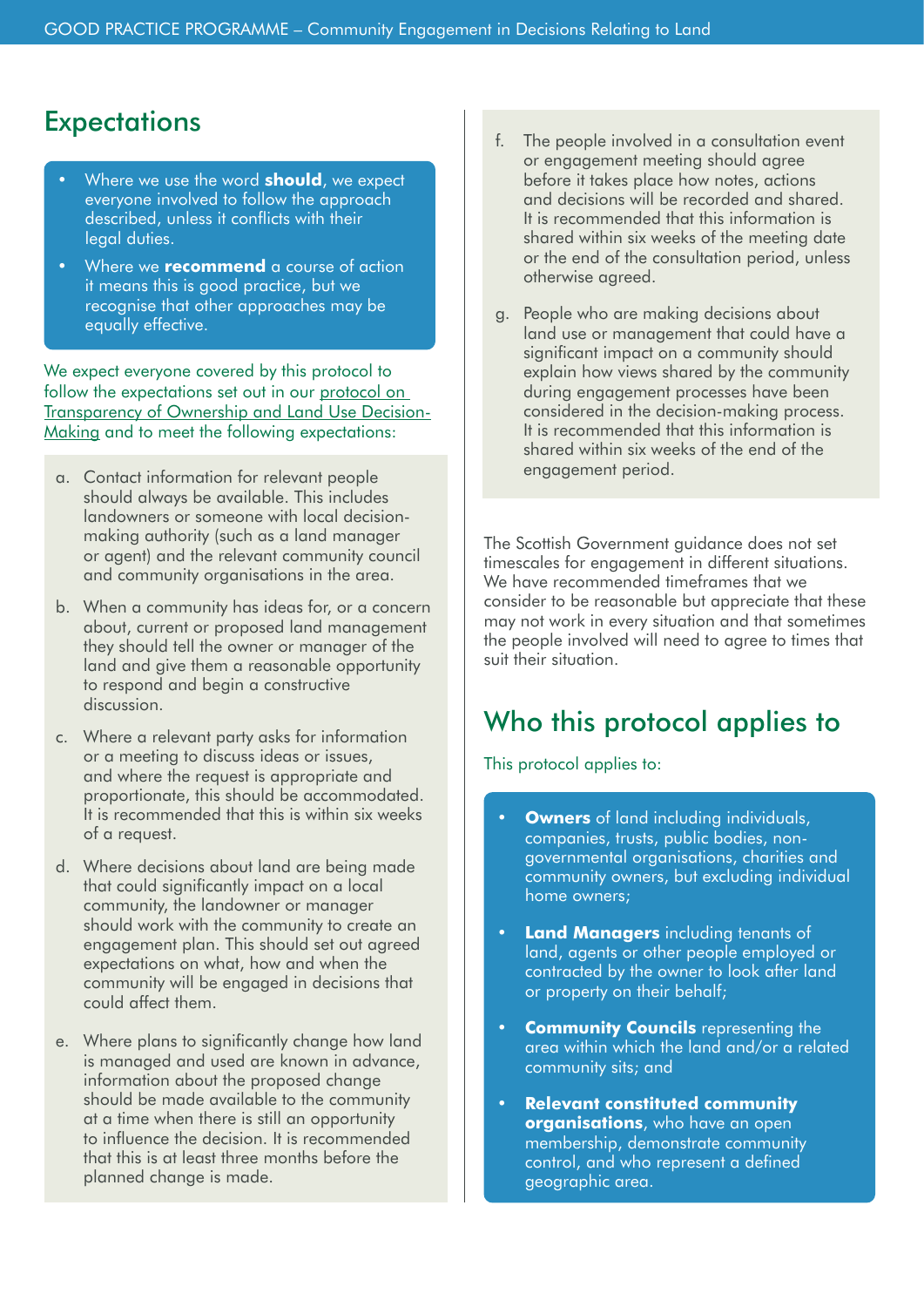## Expectations

- Where we use the word **should**, we expect everyone involved to follow the approach described, unless it conflicts with their legal duties.
- Where we **recommend** a course of action it means this is good practice, but we recognise that other approaches may be equally effective.

We expect everyone covered by this protocol to follow the expectations set out in our protocol on Transparency of Ownership and Land Use Decision-Making and to meet the following expectations:

a. Contact information for relevant people should always be available. This includes landowners or someone with local decision-making authority (such as a land manager or agent) and the relevant community council and community organisations in the area.

b. When a community has ideas for, or a concern about, current or proposed land management they should tell the owner or manager of the land and give them a reasonable opportunity to respond and begin a constructive discussion.

c. Where a relevant party asks for information or a meeting to discuss ideas or issues, and where the request is appropriate and proportionate, this should be accommodated. It is recommended that this is within six weeks of a request.

d. Where decisions about land are being made that could significantly impact on a local community, the landowner or manager should work with the community to create an engagement plan. This should set out agreed expectations on what, how and when the community will be engaged in decisions that could affect them.

e. Where plans to significantly change how land is managed and used are known in advance, information about the proposed change should be made available to the community at a time when there is still an opportunity to influence the decision. It is recommended that this is at least three months before the planned change is made.

f. The people involved in a consultation event or engagement meeting should agree before it takes place how notes, actions and decisions will be recorded and shared. It is recommended that this information is shared within six weeks of the meeting date or the end of the consultation period, unless otherwise agreed.

g. People who are making decisions about land use or management that could have a significant impact on a community should explain how views shared by the community during engagement processes have been considered in the decision-making process. It is recommended that this information is shared within six weeks of the end of the engagement period.

The Scottish Government guidance does not set timescales for engagement in different situations. We have recommended timeframes that we consider to be reasonable but appreciate that these may not work in every situation and that sometimes the people involved will need to agree to times that suit their situation.

## Who this protocol applies to

This protocol applies to:

- **Owners** of land including individuals, companies, trusts, public bodies, non-governmental organisations, charities and community owners, but excluding individual home owners;
- **Land Managers** including tenants of land, agents or other people employed or contracted by the owner to look after land or property on their behalf;
- **Community Councils** representing the area within which the land and/or a related community sits; and
- **Relevant constituted community organisations**, who have an open membership, demonstrate community control, and who represent a defined geographic area.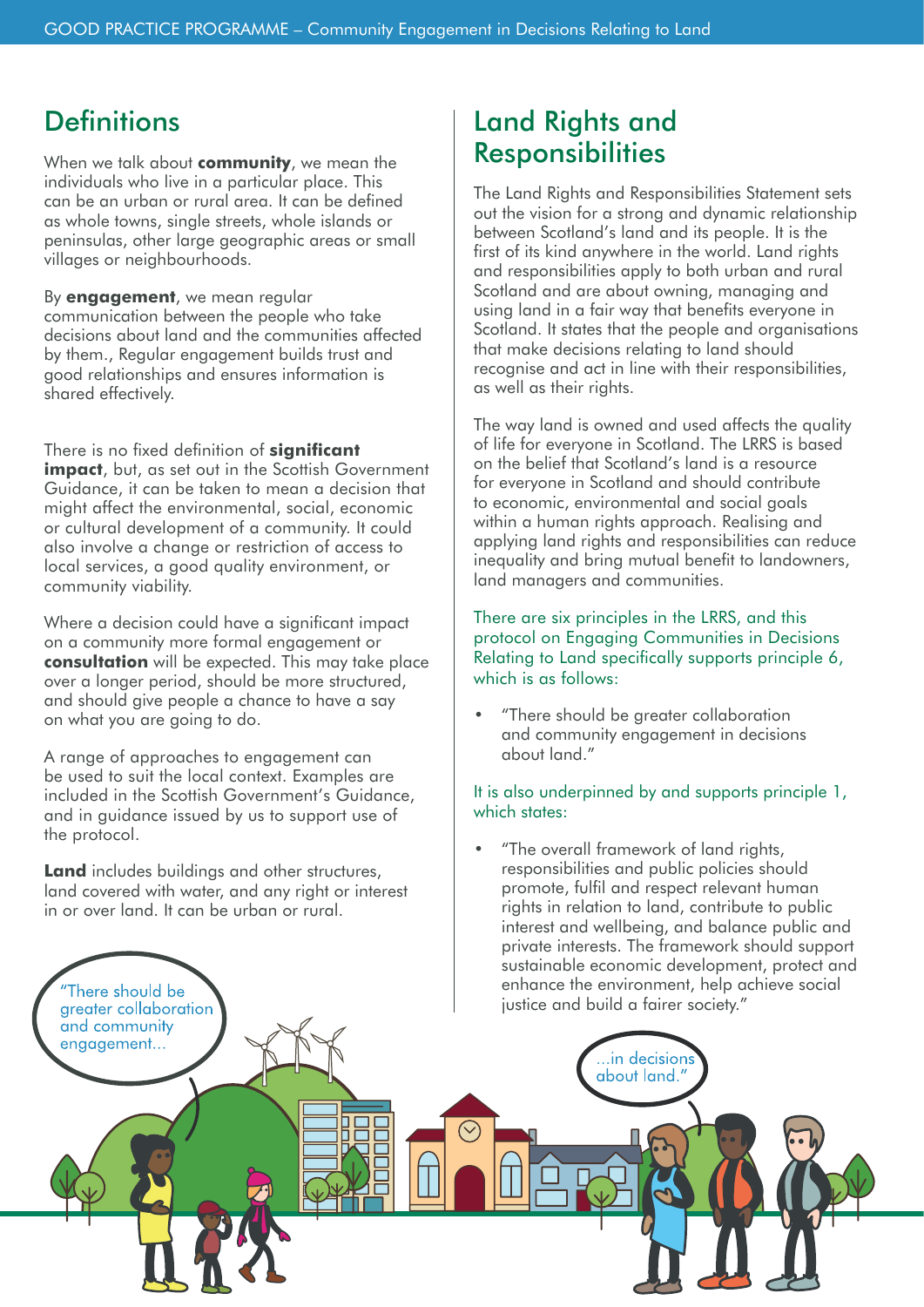## Definitions

When we talk about **community**, we mean the individuals who live in a particular place. This can be an urban or rural area. It can be defined as whole towns, single streets, whole islands or peninsulas, other large geographic areas or small villages or neighbourhoods.

By **engagement**, we mean regular communication between the people who take decisions about land and the communities affected by them., Regular engagement builds trust and good relationships and ensures information is shared effectively.

There is no fixed definition of **significant impact**, but, as set out in the Scottish Government Guidance, it can be taken to mean a decision that might affect the environmental, social, economic or cultural development of a community. It could also involve a change or restriction of access to local services, a good quality environment, or community viability.

Where a decision could have a significant impact on a community more formal engagement or **consultation** will be expected. This may take place over a longer period, should be more structured, and should give people a chance to have a say on what you are going to do.

A range of approaches to engagement can be used to suit the local context. Examples are included in the Scottish Government's Guidance, and in guidance issued by us to support use of the protocol.

**Land** includes buildings and other structures, land covered with water, and any right or interest in or over land. It can be urban or rural.

## Land Rights and Responsibilities

The Land Rights and Responsibilities Statement sets out the vision for a strong and dynamic relationship between Scotland's land and its people. It is the first of its kind anywhere in the world. Land rights and responsibilities apply to both urban and rural Scotland and are about owning, managing and using land in a fair way that benefits everyone in Scotland. It states that the people and organisations that make decisions relating to land should recognise and act in line with their responsibilities, as well as their rights.

The way land is owned and used affects the quality of life for everyone in Scotland. The LRRS is based on the belief that Scotland's land is a resource for everyone in Scotland and should contribute to economic, environmental and social goals within a human rights approach. Realising and applying land rights and responsibilities can reduce inequality and bring mutual benefit to landowners, land managers and communities.

There are six principles in the LRRS, and this protocol on Engaging Communities in Decisions Relating to Land specifically supports principle 6, which is as follows:

- "There should be greater collaboration and community engagement in decisions about land."

It is also underpinned by and supports principle 1, which states:

- "The overall framework of land rights, responsibilities and public policies should promote, fulfil and respect relevant human rights in relation to land, contribute to public interest and wellbeing, and balance public and private interests. The framework should support sustainable economic development, protect and enhance the environment, help achieve social justice and build a fairer society."

"There should be greater collaboration and community engagement...

...in decisions about land."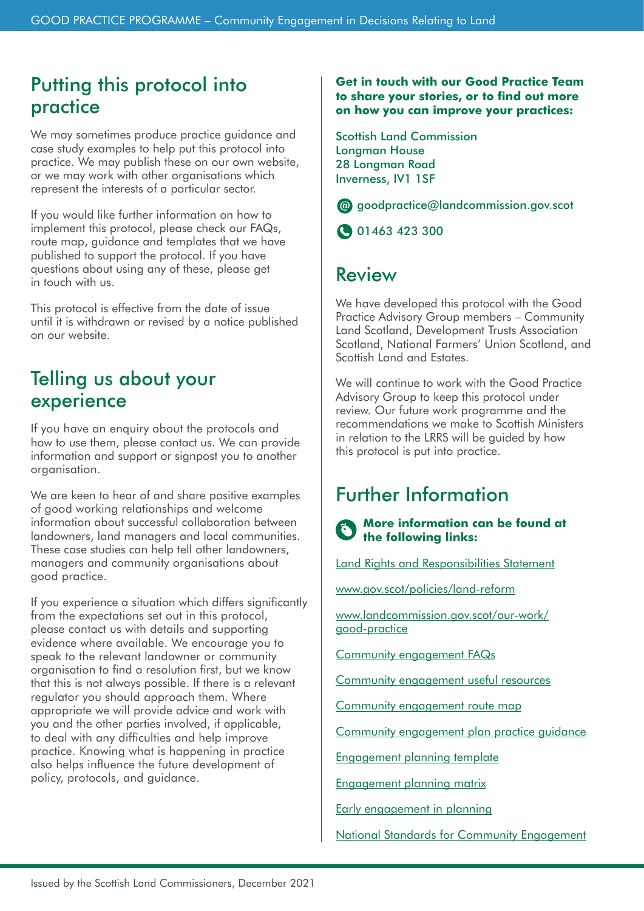## Putting this protocol into practice

We may sometimes produce practice guidance and case study examples to help put this protocol into practice. We may publish these on our own website, or we may work with other organisations which represent the interests of a particular sector.

If you would like further information on how to implement this protocol, please check our FAQs, route map, guidance and templates that we have published to support the protocol. If you have questions about using any of these, please get in touch with us.

This protocol is effective from the date of issue until it is withdrawn or revised by a notice published on our website.

## Telling us about your experience

If you have an enquiry about the protocols and how to use them, please contact us. We can provide information and support or signpost you to another organisation.

We are keen to hear of and share positive examples of good working relationships and welcome information about successful collaboration between landowners, land managers and local communities. These case studies can help tell other landowners, managers and community organisations about good practice.

If you experience a situation which differs significantly from the expectations set out in this protocol, please contact us with details and supporting evidence where available. We encourage you to speak to the relevant landowner or community organisation to find a resolution first, but we know that this is not always possible. If there is a relevant regulator you should approach them. Where appropriate we will provide advice and work with you and the other parties involved, if applicable, to deal with any difficulties and help improve practice. Knowing what is happening in practice also helps influence the future development of policy, protocols, and guidance.

**Get in touch with our Good Practice Team to share your stories, or to find out more on how you can improve your practices:**

Scottish Land Commission
Longman House
28 Longman Road
Inverness, IV1 1SF

goodpractice@landcommission.gov.scot

01463 423 300

## Review

We have developed this protocol with the Good Practice Advisory Group members – Community Land Scotland, Development Trusts Association Scotland, National Farmers' Union Scotland, and Scottish Land and Estates.

We will continue to work with the Good Practice Advisory Group to keep this protocol under review. Our future work programme and the recommendations we make to Scottish Ministers in relation to the LRRS will be guided by how this protocol is put into practice.

## Further Information

**More information can be found at the following links:**

Land Rights and Responsibilities Statement

www.gov.scot/policies/land-reform

www.landcommission.gov.scot/our-work/good-practice

Community engagement FAQs

Community engagement useful resources

Community engagement route map

Community engagement plan practice guidance

Engagement planning template

Engagement planning matrix

Early engagement in planning

National Standards for Community Engagement

Issued by the Scottish Land Commissioners, December 2021